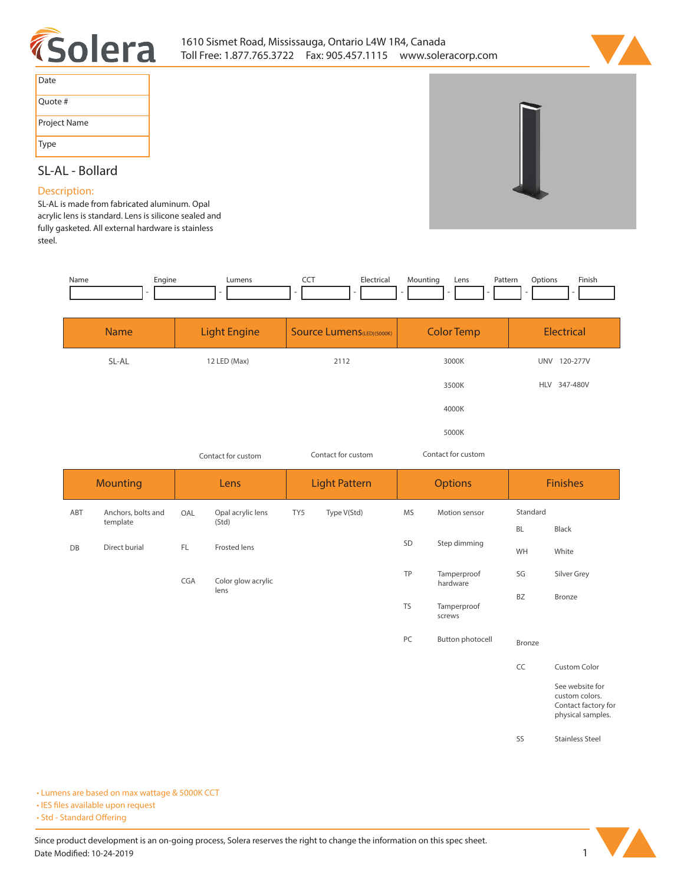1610 Sismet Road, Mississauga, Ontario L4W 1R4, Canada
Toll Free: 1.877.765.3722 Fax: 905.457.1115 www.soleracorp.com

| Date | |
|---|---|
| Quote # | |
| Project Name | |
| Type | |

## SL-AL - Bollard

### Description:

SL-AL is made from fabricated aluminum. Opal acrylic lens is standard. Lens is silicone sealed and fully gasketed. All external hardware is stainless steel.

| Name | Engine | Lumens | CCT | Electrical | Mounting | Lens | Pattern | Options | Finish |
|---|---|---|---|---|---|---|---|---|---|
| | | | | | | | | | |

| Name | Light Engine | Source Lumens(LED)(5000K) | Color Temp | Electrical |
|---|---|---|---|---|
| SL-AL | 12 LED (Max) | 2112 | 3000K | UNV 120-277V |
| | | | 3500K | HLV 347-480V |
| | | | 4000K | |
| | | | 5000K | |
| | Contact for custom | Contact for custom | Contact for custom | |

| Mounting | | Lens | | Light Pattern | | Options | | Finishes | |
|---|---|---|---|---|---|---|---|---|---|
| ABT | Anchors, bolts and template | OAL | Opal acrylic lens (Std) | TY5 | Type V(Std) | MS | Motion sensor | Standard | |
| | | | | | | | | BL | Black |
| DB | Direct burial | FL | Frosted lens | | | SD | Step dimming | WH | White |
| | | CGA | Color glow acrylic lens | | | TP | Tamperproof hardware | SG | Silver Grey |
| | | | | | | | | BZ | Bronze |
| | | | | | | TS | Tamperproof screws | | |
| | | | | | | PC | Button photocell | Bronze | |
| | | | | | | | | CC | Custom Color |
| | | | | | | | | | See website for custom colors. Contact factory for physical samples. |
| | | | | | | | | SS | Stainless Steel |

- Lumens are based on max wattage & 5000K CCT
- IES files available upon request
- Std - Standard Offering

Since product development is an on-going process, Solera reserves the right to change the information on this spec sheet.
Date Modified: 10-24-2019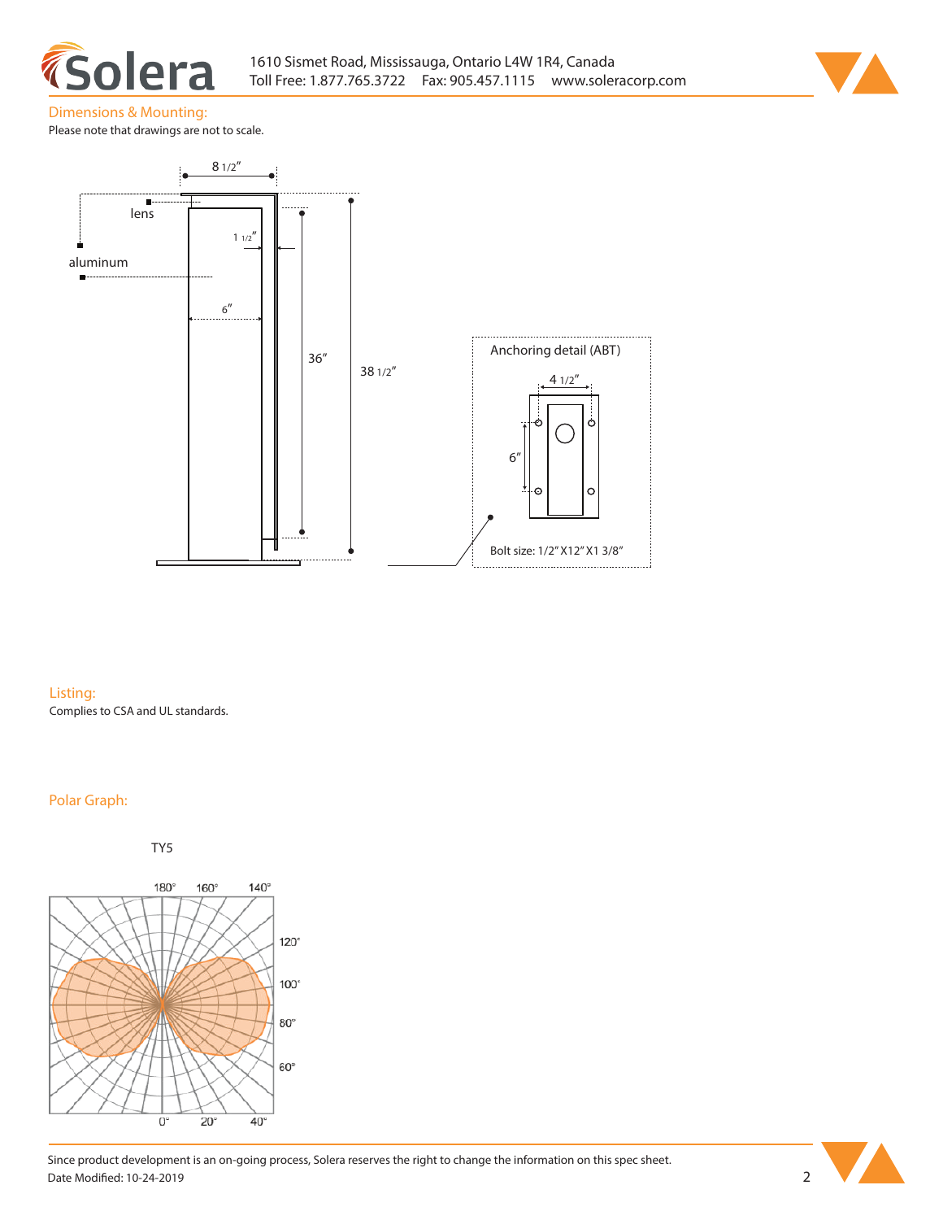1610 Sismet Road, Mississauga, Ontario L4W 1R4, Canada
Toll Free: 1.877.765.3722  Fax: 905.457.1115  www.soleracorp.com

## Dimensions & Mounting:

Please note that drawings are not to scale.

8 1/2″

lens

1 1/2″

aluminum

6″

36″

38 1/2″

Anchoring detail (ABT)

4 1/2″

6″

Bolt size: 1/2″ X12″ X1 3/8″

## Listing:

Complies to CSA and UL standards.

## Polar Graph:

TY5

180° 160° 140°

120°

100°

80°

60°

0° 20° 40°

Since product development is an on-going process, Solera reserves the right to change the information on this spec sheet.
Date Modified: 10-24-2019